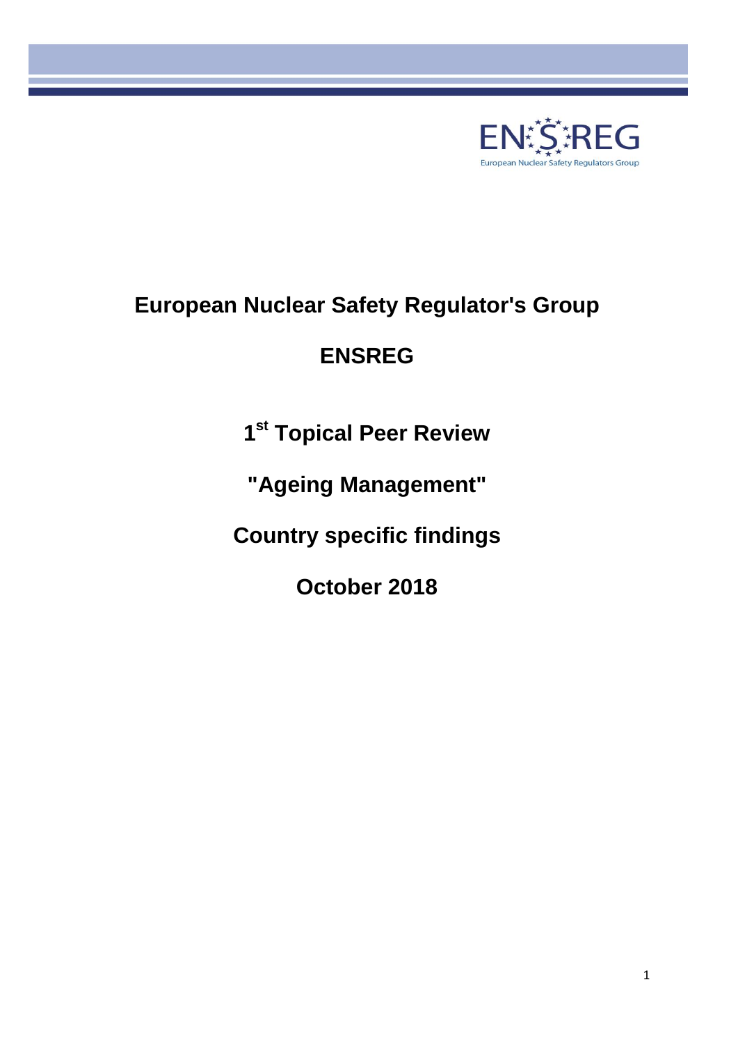# European Nuclear Safety Regulator's Group

# ENSREG

## 1st Topical Peer Review

## "Ageing Management"

## Country specific findings

## October 2018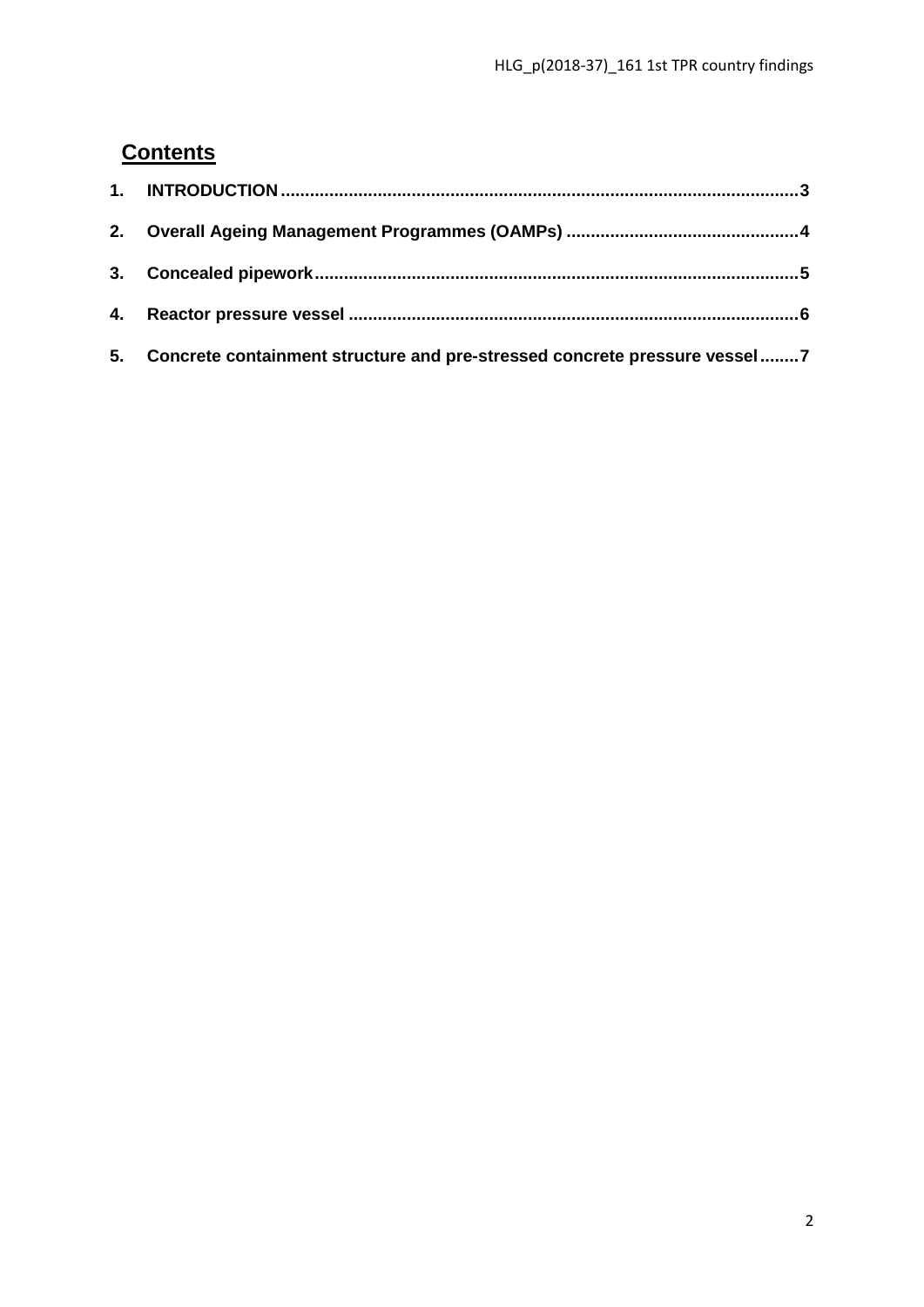## Contents

1. **INTRODUCTION** .......... 3
2. **Overall Ageing Management Programmes (OAMPs)** .......... 4
3. **Concealed pipework** .......... 5
4. **Reactor pressure vessel** .......... 6
5. **Concrete containment structure and pre-stressed concrete pressure vessel** .......... 7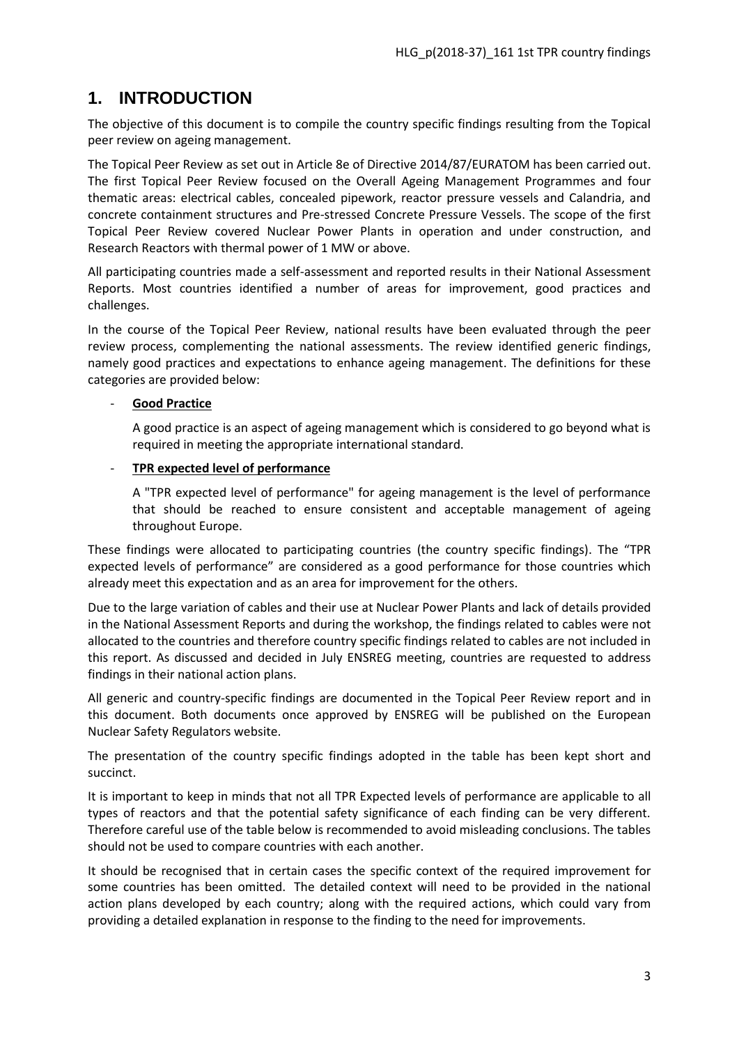# 1. INTRODUCTION

The objective of this document is to compile the country specific findings resulting from the Topical peer review on ageing management.

The Topical Peer Review as set out in Article 8e of Directive 2014/87/EURATOM has been carried out. The first Topical Peer Review focused on the Overall Ageing Management Programmes and four thematic areas: electrical cables, concealed pipework, reactor pressure vessels and Calandria, and concrete containment structures and Pre-stressed Concrete Pressure Vessels. The scope of the first Topical Peer Review covered Nuclear Power Plants in operation and under construction, and Research Reactors with thermal power of 1 MW or above.

All participating countries made a self-assessment and reported results in their National Assessment Reports. Most countries identified a number of areas for improvement, good practices and challenges.

In the course of the Topical Peer Review, national results have been evaluated through the peer review process, complementing the national assessments. The review identified generic findings, namely good practices and expectations to enhance ageing management. The definitions for these categories are provided below:

- **Good Practice**

  A good practice is an aspect of ageing management which is considered to go beyond what is required in meeting the appropriate international standard.

- **TPR expected level of performance**

  A "TPR expected level of performance" for ageing management is the level of performance that should be reached to ensure consistent and acceptable management of ageing throughout Europe.

These findings were allocated to participating countries (the country specific findings). The "TPR expected levels of performance" are considered as a good performance for those countries which already meet this expectation and as an area for improvement for the others.

Due to the large variation of cables and their use at Nuclear Power Plants and lack of details provided in the National Assessment Reports and during the workshop, the findings related to cables were not allocated to the countries and therefore country specific findings related to cables are not included in this report. As discussed and decided in July ENSREG meeting, countries are requested to address findings in their national action plans.

All generic and country-specific findings are documented in the Topical Peer Review report and in this document. Both documents once approved by ENSREG will be published on the European Nuclear Safety Regulators website.

The presentation of the country specific findings adopted in the table has been kept short and succinct.

It is important to keep in minds that not all TPR Expected levels of performance are applicable to all types of reactors and that the potential safety significance of each finding can be very different. Therefore careful use of the table below is recommended to avoid misleading conclusions. The tables should not be used to compare countries with each another.

It should be recognised that in certain cases the specific context of the required improvement for some countries has been omitted. The detailed context will need to be provided in the national action plans developed by each country; along with the required actions, which could vary from providing a detailed explanation in response to the finding to the need for improvements.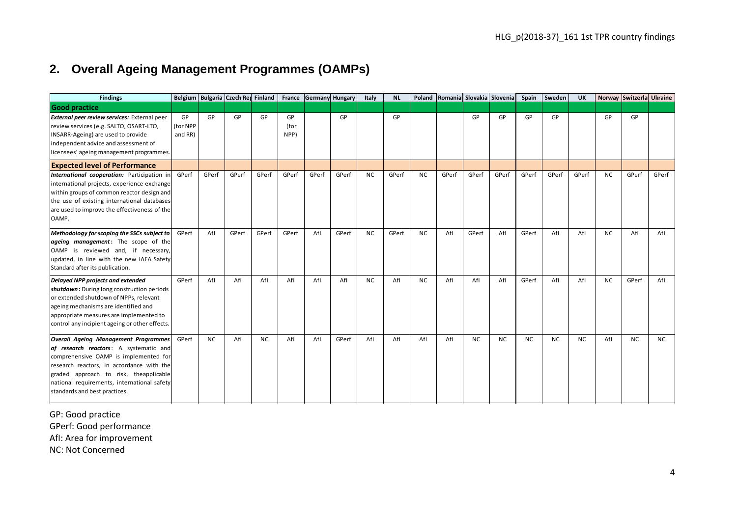## 2. Overall Ageing Management Programmes (OAMPs)

| Findings | Belgium | Bulgaria | Czech Rep | Finland | France | Germany | Hungary | Italy | NL | Poland | Romania | Slovakia | Slovenia | Spain | Sweden | UK | Norway | Switzerland | Ukraine |
|---|---|---|---|---|---|---|---|---|---|---|---|---|---|---|---|---|---|---|---|
| **Good practice** | | | | | | | | | | | | | | | | | | | |
| ***External peer review services:*** External peer review services (e.g. SALTO, OSART-LTO, INSARR-Ageing) are used to provide independent advice and assessment of licensees' ageing management programmes. | GP (for NPP and RR) | GP | GP | GP | GP (for NPP) | | GP | | GP | | | GP | GP | GP | GP | | GP | GP | |
| **Expected level of Performance** | | | | | | | | | | | | | | | | | | | |
| ***International cooperation:*** Participation in international projects, experience exchange within groups of common reactor design and the use of existing international databases are used to improve the effectiveness of the OAMP. | GPerf | GPerf | GPerf | GPerf | GPerf | GPerf | GPerf | NC | GPerf | NC | GPerf | GPerf | GPerf | GPerf | GPerf | GPerf | NC | GPerf | GPerf |
| ***Methodology for scoping the SSCs subject to ageing management*:** The scope of the OAMP is reviewed and, if necessary, updated, in line with the new IAEA Safety Standard after its publication. | GPerf | AfI | GPerf | GPerf | GPerf | AfI | GPerf | NC | GPerf | NC | AfI | GPerf | AfI | GPerf | AfI | AfI | NC | AfI | AfI |
| ***Delayed NPP projects and extended shutdown*:** During long construction periods or extended shutdown of NPPs, relevant ageing mechanisms are identified and appropriate measures are implemented to control any incipient ageing or other effects. | GPerf | AfI | AfI | AfI | AfI | AfI | AfI | NC | AfI | NC | AfI | AfI | AfI | GPerf | AfI | AfI | NC | GPerf | AfI |
| ***Overall Ageing Management Programmes of research reactors*:** A systematic and comprehensive OAMP is implemented for research reactors, in accordance with the graded approach to risk, theapplicable national requirements, international safety standards and best practices. | GPerf | NC | AfI | NC | AfI | AfI | GPerf | AfI | AfI | AfI | AfI | NC | NC | NC | NC | NC | AfI | NC | NC |

GP: Good practice
GPerf: Good performance
AfI: Area for improvement
NC: Not Concerned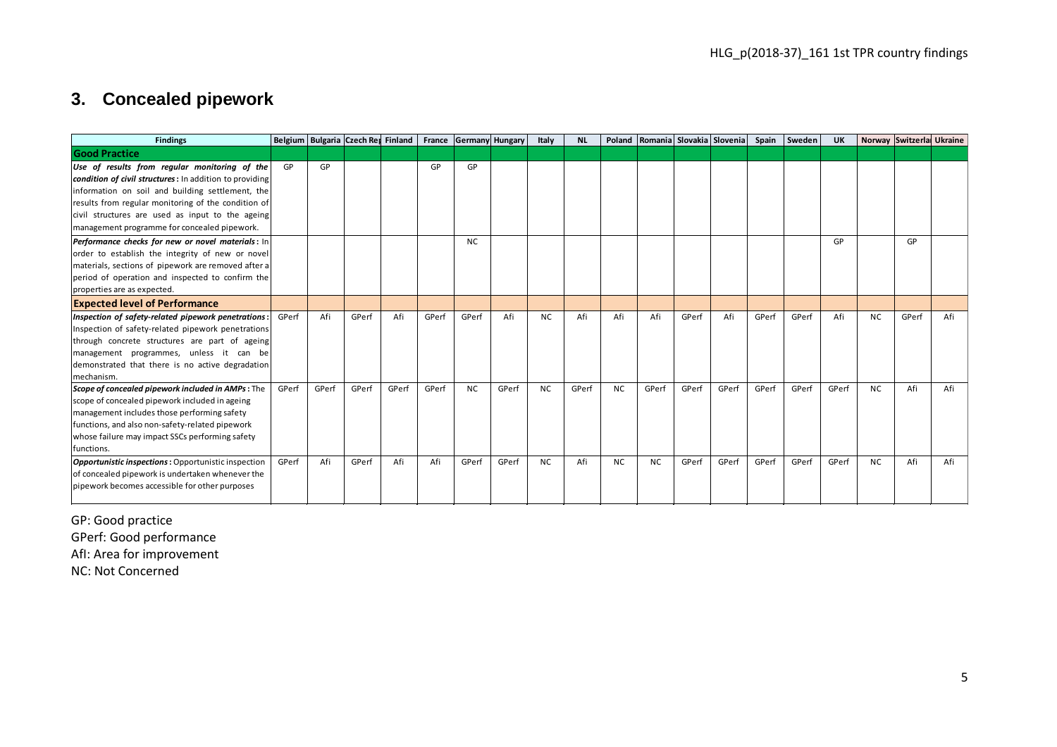## 3. Concealed pipework

| Findings | Belgium | Bulgaria | Czech Rep | Finland | France | Germany | Hungary | Italy | NL | Poland | Romania | Slovakia | Slovenia | Spain | Sweden | UK | Norway | Switzerland | Ukraine |
|---|---|---|---|---|---|---|---|---|---|---|---|---|---|---|---|---|---|---|---|
| **Good Practice** | | | | | | | | | | | | | | | | | | | |
| ***Use of results from regular monitoring of the condition of civil structures*:** In addition to providing information on soil and building settlement, the results from regular monitoring of the condition of civil structures are used as input to the ageing management programme for concealed pipework. | GP | GP | | | GP | GP | | | | | | | | | | | | | |
| ***Performance checks for new or novel materials*:** In order to establish the integrity of new or novel materials, sections of pipework are removed after a period of operation and inspected to confirm the properties are as expected. | | | | | | NC | | | | | | | | | | GP | | GP | |
| **Expected level of Performance** | | | | | | | | | | | | | | | | | | | |
| ***Inspection of safety-related pipework penetrations*:** Inspection of safety-related pipework penetrations through concrete structures are part of ageing management programmes, unless it can be demonstrated that there is no active degradation mechanism. | GPerf | Afi | GPerf | Afi | GPerf | GPerf | Afi | NC | Afi | Afi | Afi | GPerf | Afi | GPerf | GPerf | Afi | NC | GPerf | Afi |
| ***Scope of concealed pipework included in AMPs*:** The scope of concealed pipework included in ageing management includes those performing safety functions, and also non-safety-related pipework whose failure may impact SSCs performing safety functions. | GPerf | GPerf | GPerf | GPerf | GPerf | NC | GPerf | NC | GPerf | NC | GPerf | GPerf | GPerf | GPerf | GPerf | GPerf | NC | Afi | Afi |
| ***Opportunistic inspections*:** Opportunistic inspection of concealed pipework is undertaken whenever the pipework becomes accessible for other purposes | GPerf | Afi | GPerf | Afi | Afi | GPerf | GPerf | NC | Afi | NC | NC | GPerf | GPerf | GPerf | GPerf | GPerf | NC | Afi | Afi |

GP: Good practice

GPerf: Good performance

AfI: Area for improvement

NC: Not Concerned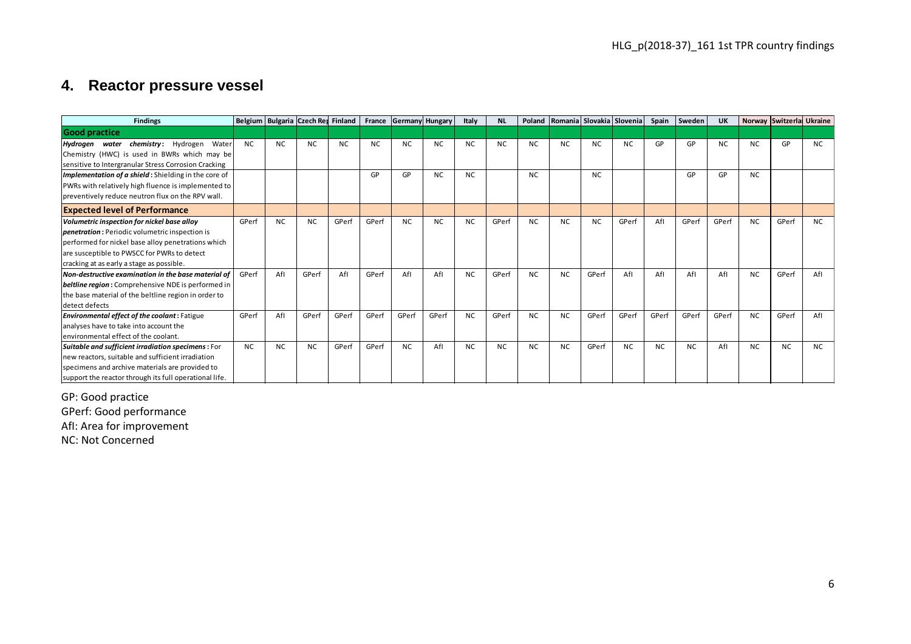# 4. Reactor pressure vessel

| Findings | Belgium | Bulgaria | Czech Rep | Finland | France | Germany | Hungary | Italy | NL | Poland | Romania | Slovakia | Slovenia | Spain | Sweden | UK | Norway | Switzerla | Ukraine |
|---|---|---|---|---|---|---|---|---|---|---|---|---|---|---|---|---|---|---|---|
| **Good practice** | | | | | | | | | | | | | | | | | | | |
| ***Hydrogen water chemistry*:** Hydrogen Water Chemistry (HWC) is used in BWRs which may be sensitive to Intergranular Stress Corrosion Cracking | NC | NC | NC | NC | NC | NC | NC | NC | NC | NC | NC | NC | NC | GP | GP | NC | NC | GP | NC |
| ***Implementation of a shield*:** Shielding in the core of PWRs with relatively high fluence is implemented to preventively reduce neutron flux on the RPV wall. | | | | | GP | GP | NC | NC | | NC | | NC | | | GP | GP | NC | | |
| **Expected level of Performance** | | | | | | | | | | | | | | | | | | | |
| ***Volumetric inspection for nickel base alloy penetration*:** Periodic volumetric inspection is performed for nickel base alloy penetrations which are susceptible to PWSCC for PWRs to detect cracking at as early a stage as possible. | GPerf | NC | NC | GPerf | GPerf | NC | NC | NC | GPerf | NC | NC | NC | GPerf | AfI | GPerf | GPerf | NC | GPerf | NC |
| ***Non-destructive examination in the base material of beltline region*:** Comprehensive NDE is performed in the base material of the beltline region in order to detect defects | GPerf | AfI | GPerf | AfI | GPerf | AfI | AfI | NC | GPerf | NC | NC | GPerf | AfI | AfI | AfI | AfI | NC | GPerf | AfI |
| ***Environmental effect of the coolant*:** Fatigue analyses have to take into account the environmental effect of the coolant. | GPerf | AfI | GPerf | GPerf | GPerf | GPerf | GPerf | NC | GPerf | NC | NC | GPerf | GPerf | GPerf | GPerf | GPerf | NC | GPerf | AfI |
| ***Suitable and sufficient irradiation specimens*:** For new reactors, suitable and sufficient irradiation specimens and archive materials are provided to support the reactor through its full operational life. | NC | NC | NC | GPerf | GPerf | NC | AfI | NC | NC | NC | NC | GPerf | NC | NC | NC | AfI | NC | NC | NC |

GP: Good practice
GPerf: Good performance
AfI: Area for improvement
NC: Not Concerned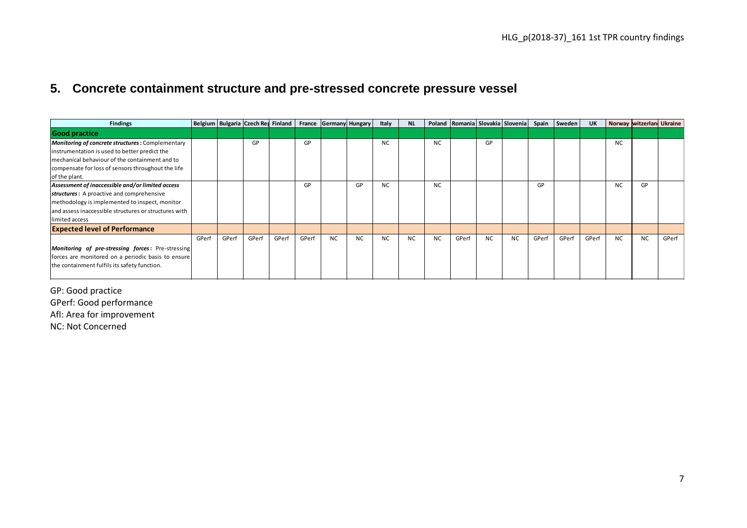# 5. Concrete containment structure and pre-stressed concrete pressure vessel

| Findings | Belgium | Bulgaria | Czech Rep | Finland | France | Germany | Hungary | Italy | NL | Poland | Romania | Slovakia | Slovenia | Spain | Sweden | UK | Norway | Switzerland | Ukraine |
|---|---|---|---|---|---|---|---|---|---|---|---|---|---|---|---|---|---|---|---|
| **Good practice** | | | | | | | | | | | | | | | | | | | |
| ***Monitoring of concrete structures* :** Complementary instrumentation is used to better predict the mechanical behaviour of the containment and to compensate for loss of sensors throughout the life of the plant. | | | GP | | GP | | | NC | | NC | | GP | | | | | NC | | |
| ***Assessment of inaccessible and/or limited access structures* :** A proactive and comprehensive methodology is implemented to inspect, monitor and assess inaccessible structures or structures with limited access | | | | | GP | | GP | NC | | NC | | | | GP | | | NC | GP | |
| **Expected level of Performance** | | | | | | | | | | | | | | | | | | | |
| ***Monitoring of pre-stressing forces* :** Pre-stressing forces are monitored on a periodic basis to ensure the containment fulfils its safety function. | GPerf | GPerf | GPerf | GPerf | GPerf | NC | NC | NC | NC | NC | GPerf | NC | NC | GPerf | GPerf | GPerf | NC | NC | GPerf |

GP: Good practice

GPerf: Good performance

AfI: Area for improvement

NC: Not Concerned